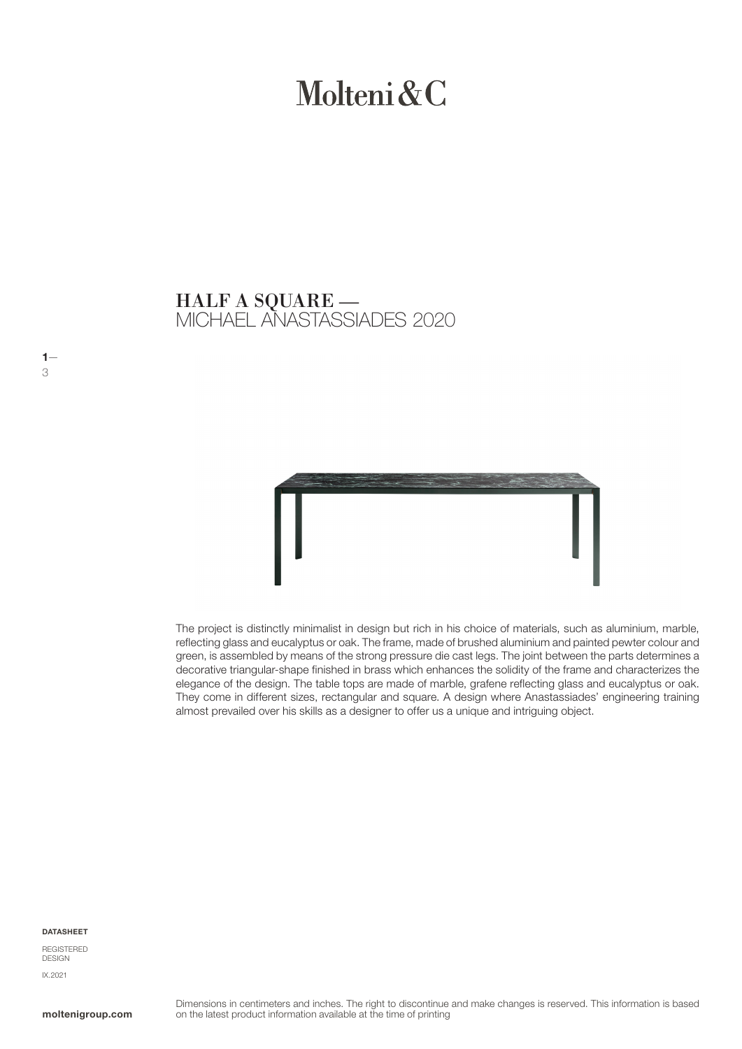# Molteni&C

## HALF A SQUARE —
MICHAEL ANASTASSIADES 2020

The project is distinctly minimalist in design but rich in his choice of materials, such as aluminium, marble, reflecting glass and eucalyptus or oak. The frame, made of brushed aluminium and painted pewter colour and green, is assembled by means of the strong pressure die cast legs. The joint between the parts determines a decorative triangular-shape finished in brass which enhances the solidity of the frame and characterizes the elegance of the design. The table tops are made of marble, grafene reflecting glass and eucalyptus or oak. They come in different sizes, rectangular and square. A design where Anastassiades' engineering training almost prevailed over his skills as a designer to offer us a unique and intriguing object.

**DATASHEET**

REGISTERED DESIGN

IX.2021

**moltenigroup.com**

Dimensions in centimeters and inches. The right to discontinue and make changes is reserved. This information is based on the latest product information available at the time of printing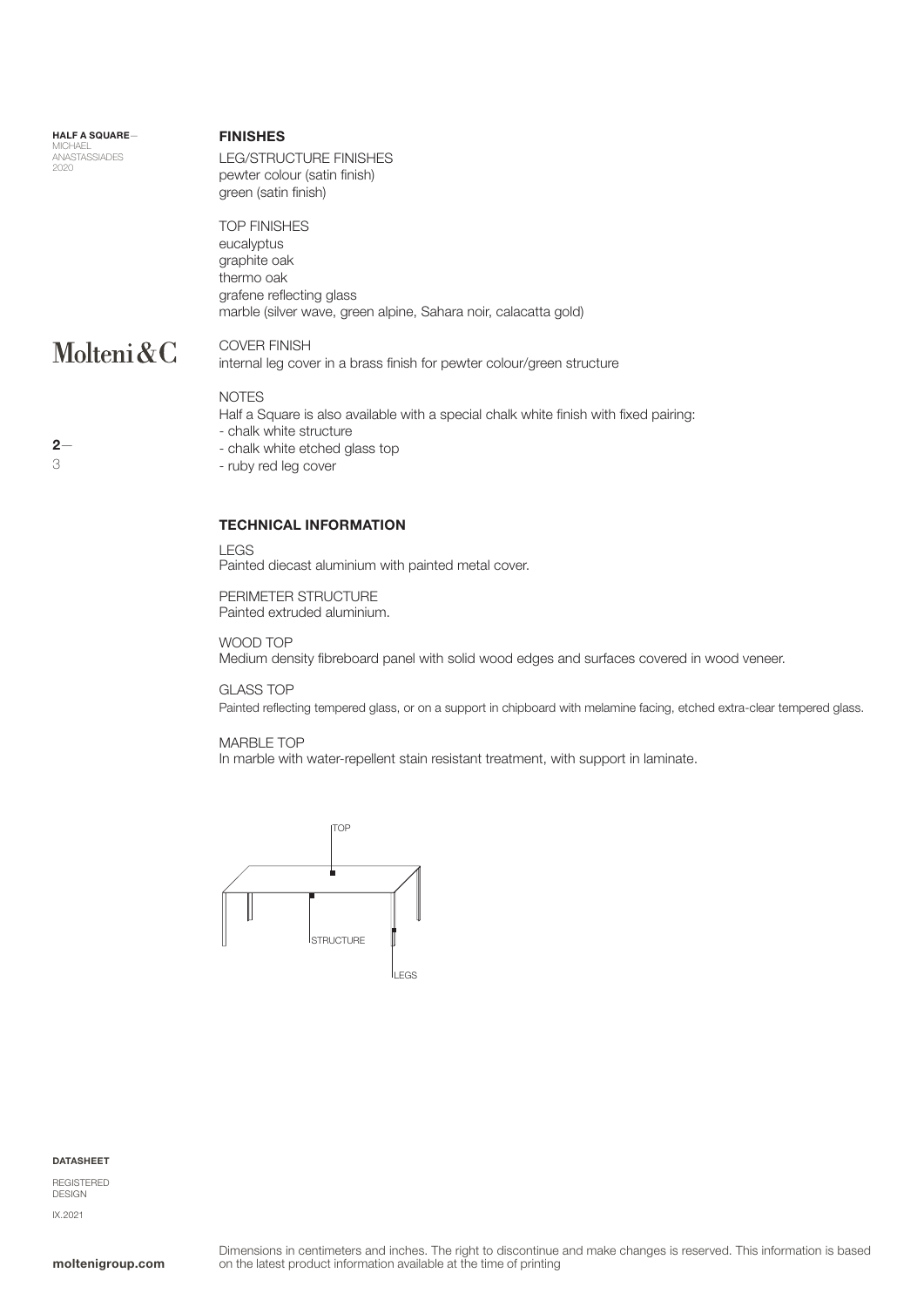**HALF A SQUARE**—
MICHAEL ANASTASSIADES
2020

Molteni&C

## FINISHES

LEG/STRUCTURE FINISHES
pewter colour (satin finish)
green (satin finish)

TOP FINISHES
eucalyptus
graphite oak
thermo oak
grafene reflecting glass
marble (silver wave, green alpine, Sahara noir, calacatta gold)

COVER FINISH
internal leg cover in a brass finish for pewter colour/green structure

NOTES
Half a Square is also available with a special chalk white finish with fixed pairing:
- chalk white structure
- chalk white etched glass top
- ruby red leg cover

## TECHNICAL INFORMATION

LEGS
Painted diecast aluminium with painted metal cover.

PERIMETER STRUCTURE
Painted extruded aluminium.

WOOD TOP
Medium density fibreboard panel with solid wood edges and surfaces covered in wood veneer.

GLASS TOP
Painted reflecting tempered glass, or on a support in chipboard with melamine facing, etched extra-clear tempered glass.

MARBLE TOP
In marble with water-repellent stain resistant treatment, with support in laminate.

TOP
STRUCTURE
LEGS

**DATASHEET**

REGISTERED DESIGN

IX.2021

**moltenigroup.com**

Dimensions in centimeters and inches. The right to discontinue and make changes is reserved. This information is based on the latest product information available at the time of printing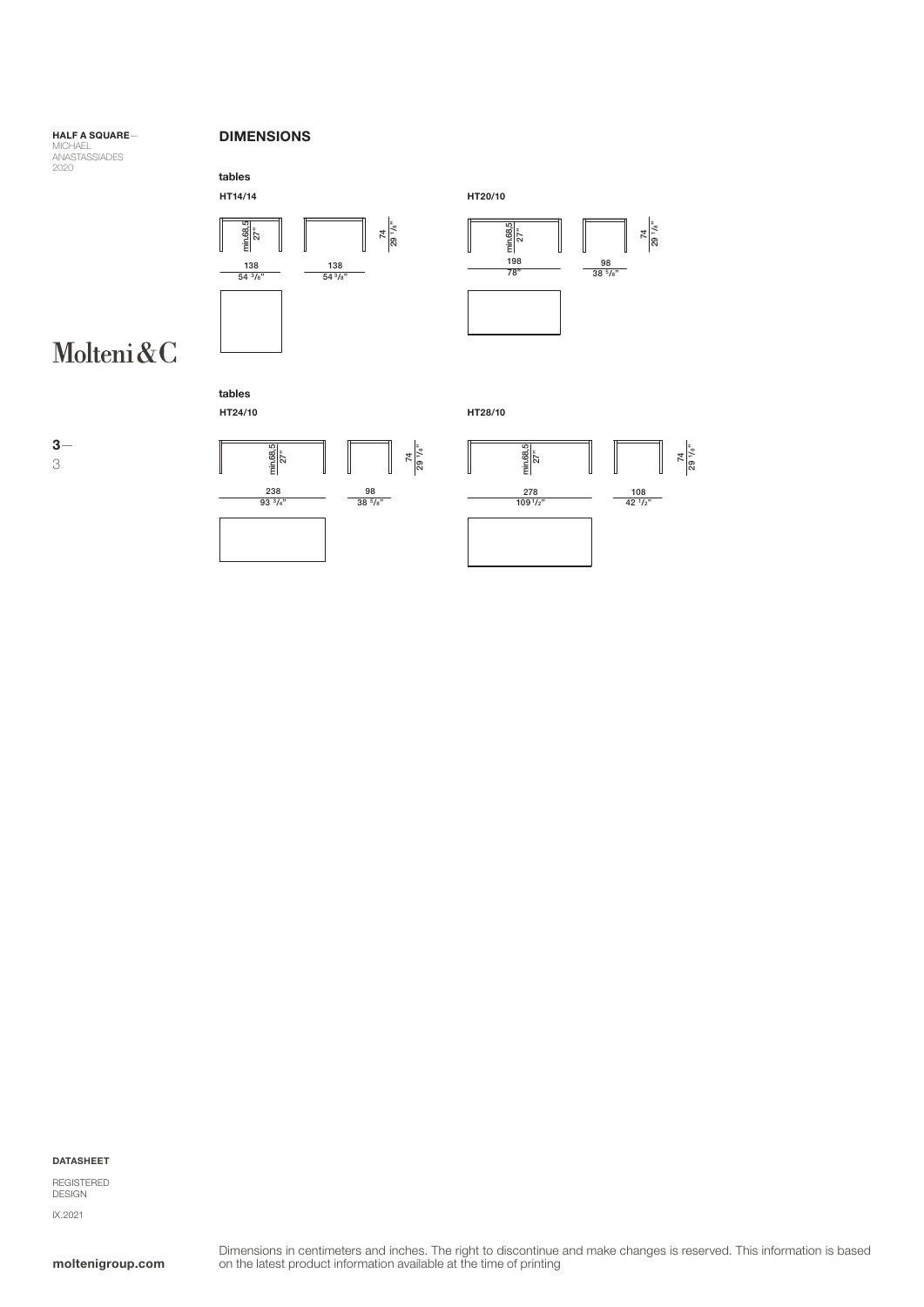**HALF A SQUARE**—
MICHAEL
ANASTASSIADES
2020

Molteni&C

## DIMENSIONS

### tables

**HT14/14**

min.68,5
27"

138
54 3/8"

138
54 3/8"

74
29 1/8"

**HT20/10**

min.68,5
27"

198
78"

98
38 5/8"

74
29 1/8"

### tables

**HT24/10**

min.68,5
27"

238
93 3/4"

98
38 5/8"

74
29 1/8"

**HT28/10**

min.68,5
27"

278
109 1/2"

108
42 1/2"

74
29 1/8"

**DATASHEET**

REGISTERED
DESIGN

IX.2021

**moltenigroup.com**

Dimensions in centimeters and inches. The right to discontinue and make changes is reserved. This information is based on the latest product information available at the time of printing